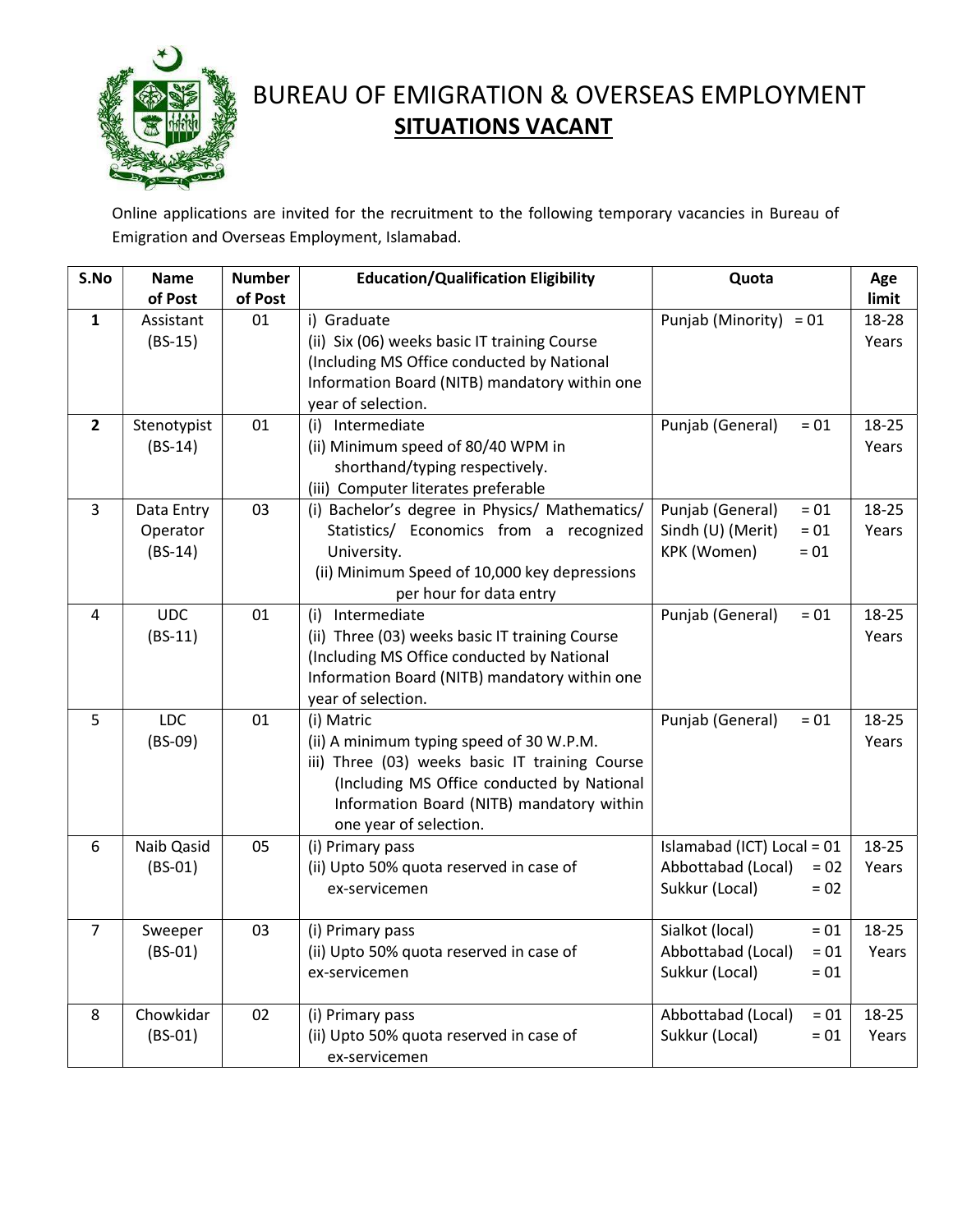# BUREAU OF EMIGRATION & OVERSEAS EMPLOYMENT

## SITUATIONS VACANT

Online applications are invited for the recruitment to the following temporary vacancies in Bureau of Emigration and Overseas Employment, Islamabad.

| S.No | Name of Post | Number of Post | Education/Qualification Eligibility | Quota | Age limit |
|---|---|---|---|---|---|
| **1** | Assistant (BS-15) | 01 | i) Graduate<br>(ii) Six (06) weeks basic IT training Course (Including MS Office conducted by National Information Board (NITB) mandatory within one year of selection. | Punjab (Minority) = 01 | 18-28 Years |
| **2** | Stenotypist (BS-14) | 01 | (i) Intermediate<br>(ii) Minimum speed of 80/40 WPM in shorthand/typing respectively.<br>(iii) Computer literates preferable | Punjab (General) = 01 | 18-25 Years |
| 3 | Data Entry Operator (BS-14) | 03 | (i) Bachelor's degree in Physics/ Mathematics/ Statistics/ Economics from a recognized University.<br>(ii) Minimum Speed of 10,000 key depressions per hour for data entry | Punjab (General) = 01<br>Sindh (U) (Merit) = 01<br>KPK (Women) = 01 | 18-25 Years |
| 4 | UDC (BS-11) | 01 | (i) Intermediate<br>(ii) Three (03) weeks basic IT training Course (Including MS Office conducted by National Information Board (NITB) mandatory within one year of selection. | Punjab (General) = 01 | 18-25 Years |
| 5 | LDC (BS-09) | 01 | (i) Matric<br>(ii) A minimum typing speed of 30 W.P.M.<br>iii) Three (03) weeks basic IT training Course (Including MS Office conducted by National Information Board (NITB) mandatory within one year of selection. | Punjab (General) = 01 | 18-25 Years |
| 6 | Naib Qasid (BS-01) | 05 | (i) Primary pass<br>(ii) Upto 50% quota reserved in case of ex-servicemen | Islamabad (ICT) Local = 01<br>Abbottabad (Local) = 02<br>Sukkur (Local) = 02 | 18-25 Years |
| 7 | Sweeper (BS-01) | 03 | (i) Primary pass<br>(ii) Upto 50% quota reserved in case of ex-servicemen | Sialkot (local) = 01<br>Abbottabad (Local) = 01<br>Sukkur (Local) = 01 | 18-25 Years |
| 8 | Chowkidar (BS-01) | 02 | (i) Primary pass<br>(ii) Upto 50% quota reserved in case of ex-servicemen | Abbottabad (Local) = 01<br>Sukkur (Local) = 01 | 18-25 Years |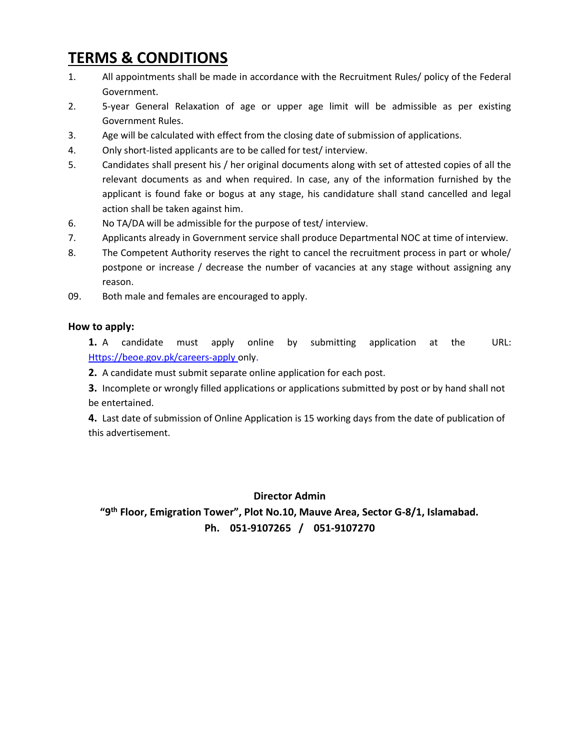# TERMS & CONDITIONS

1. All appointments shall be made in accordance with the Recruitment Rules/ policy of the Federal Government.
2. 5-year General Relaxation of age or upper age limit will be admissible as per existing Government Rules.
3. Age will be calculated with effect from the closing date of submission of applications.
4. Only short-listed applicants are to be called for test/ interview.
5. Candidates shall present his / her original documents along with set of attested copies of all the relevant documents as and when required. In case, any of the information furnished by the applicant is found fake or bogus at any stage, his candidature shall stand cancelled and legal action shall be taken against him.
6. No TA/DA will be admissible for the purpose of test/ interview.
7. Applicants already in Government service shall produce Departmental NOC at time of interview.
8. The Competent Authority reserves the right to cancel the recruitment process in part or whole/ postpone or increase / decrease the number of vacancies at any stage without assigning any reason.
09. Both male and females are encouraged to apply.

**How to apply:**

**1.** A candidate must apply online by submitting application at the URL: Https://beoe.gov.pk/careers-apply only.

**2.** A candidate must submit separate online application for each post.

**3.** Incomplete or wrongly filled applications or applications submitted by post or by hand shall not be entertained.

**4.** Last date of submission of Online Application is 15 working days from the date of publication of this advertisement.

**Director Admin**

**"9th Floor, Emigration Tower", Plot No.10, Mauve Area, Sector G-8/1, Islamabad.**

**Ph. 051-9107265 / 051-9107270**